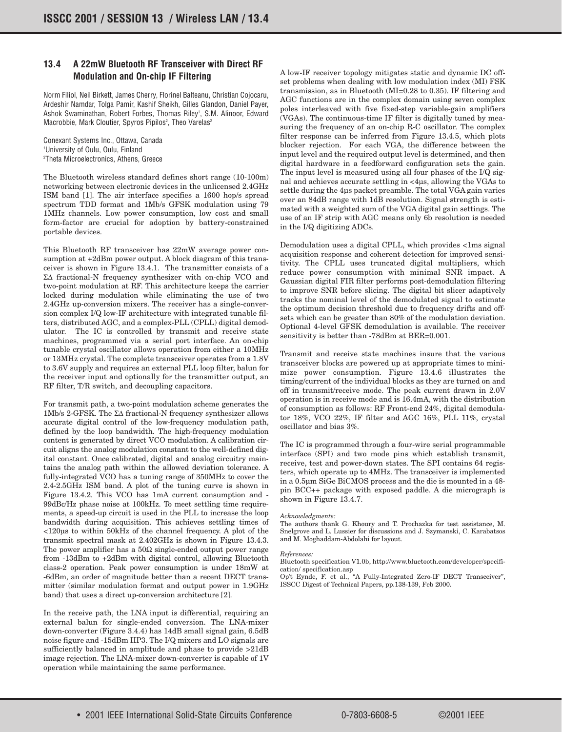## 13.4 A 22mW Bluetooth RF Transceiver with Direct RF Modulation and On-chip IF Filtering

Norm Filiol, Neil Birkett, James Cherry, Florinel Balteanu, Christian Cojocaru, Ardeshir Namdar, Tolga Pamir, Kashif Sheikh, Gilles Glandon, Daniel Payer, Ashok Swaminathan, Robert Forbes, Thomas Riley[1], S.M. Alinoor, Edward Macrobbie, Mark Cloutier, Spyros Pipilos[2], Theo Varelas[2]

Conexant Systems Inc., Ottawa, Canada
[1]University of Oulu, Oulu, Finland
[2]Theta Microelectronics, Athens, Greece

The Bluetooth wireless standard defines short range (10-100m) networking between electronic devices in the unlicensed 2.4GHz ISM band [1]. The air interface specifies a 1600 hop/s spread spectrum TDD format and 1Mb/s GFSK modulation using 79 1MHz channels. Low power consumption, low cost and small form-factor are crucial for adoption by battery-constrained portable devices.

This Bluetooth RF transceiver has 22mW average power consumption at +2dBm power output. A block diagram of this transceiver is shown in Figure 13.4.1. The transmitter consists of a ΣΔ fractional-N frequency synthesizer with on-chip VCO and two-point modulation at RF. This architecture keeps the carrier locked during modulation while eliminating the use of two 2.4GHz up-conversion mixers. The receiver has a single-conversion complex I/Q low-IF architecture with integrated tunable filters, distributed AGC, and a complex-PLL (CPLL) digital demodulator. The IC is controlled by transmit and receive state machines, programmed via a serial port interface. An on-chip tunable crystal oscillator allows operation from either a 10MHz or 13MHz crystal. The complete transceiver operates from a 1.8V to 3.6V supply and requires an external PLL loop filter, balun for the receiver input and optionally for the transmitter output, an RF filter, T/R switch, and decoupling capacitors.

For transmit path, a two-point modulation scheme generates the 1Mb/s 2-GFSK. The ΣΔ fractional-N frequency synthesizer allows accurate digital control of the low-frequency modulation path, defined by the loop bandwidth. The high-frequency modulation content is generated by direct VCO modulation. A calibration circuit aligns the analog modulation constant to the well-defined digital constant. Once calibrated, digital and analog circuitry maintains the analog path within the allowed deviation tolerance. A fully-integrated VCO has a tuning range of 350MHz to cover the 2.4-2.5GHz ISM band. A plot of the tuning curve is shown in Figure 13.4.2. This VCO has 1mA current consumption and -99dBc/Hz phase noise at 100kHz. To meet settling time requirements, a speed-up circuit is used in the PLL to increase the loop bandwidth during acquisition. This achieves settling times of <120μs to within 50kHz of the channel frequency. A plot of the transmit spectral mask at 2.402GHz is shown in Figure 13.4.3. The power amplifier has a 50Ω single-ended output power range from -13dBm to +2dBm with digital control, allowing Bluetooth class-2 operation. Peak power consumption is under 18mW at -6dBm, an order of magnitude better than a recent DECT transmitter (similar modulation format and output power in 1.9GHz band) that uses a direct up-conversion architecture [2].

In the receive path, the LNA input is differential, requiring an external balun for single-ended conversion. The LNA-mixer down-converter (Figure 3.4.4) has 14dB small signal gain, 6.5dB noise figure and -15dBm IIP3. The I/Q mixers and LO signals are sufficiently balanced in amplitude and phase to provide >21dB image rejection. The LNA-mixer down-converter is capable of 1V operation while maintaining the same performance.

A low-IF receiver topology mitigates static and dynamic DC offset problems when dealing with low modulation index (MI) FSK transmission, as in Bluetooth (MI=0.28 to 0.35). IF filtering and AGC functions are in the complex domain using seven complex poles interleaved with five fixed-step variable-gain amplifiers (VGAs). The continuous-time IF filter is digitally tuned by measuring the frequency of an on-chip R-C oscillator. The complex filter response can be inferred from Figure 13.4.5, which plots blocker rejection. For each VGA, the difference between the input level and the required output level is determined, and then digital hardware in a feedforward configuration sets the gain. The input level is measured using all four phases of the I/Q signal and achieves accurate settling in <4μs, allowing the VGAs to settle during the 4μs packet preamble. The total VGA gain varies over an 84dB range with 1dB resolution. Signal strength is estimated with a weighted sum of the VGA digital gain settings. The use of an IF strip with AGC means only 6b resolution is needed in the I/Q digitizing ADCs.

Demodulation uses a digital CPLL, which provides <1ms signal acquisition response and coherent detection for improved sensitivity. The CPLL uses truncated digital multipliers, which reduce power consumption with minimal SNR impact. A Gaussian digital FIR filter performs post-demodulation filtering to improve SNR before slicing. The digital bit slicer adaptively tracks the nominal level of the demodulated signal to estimate the optimum decision threshold due to frequency drifts and offsets which can be greater than 80% of the modulation deviation. Optional 4-level GFSK demodulation is available. The receiver sensitivity is better than -78dBm at BER=0.001.

Transmit and receive state machines insure that the various transceiver blocks are powered up at appropriate times to minimize power consumption. Figure 13.4.6 illustrates the timing/current of the individual blocks as they are turned on and off in transmit/receive mode. The peak current drawn in 2.0V operation is in receive mode and is 16.4mA, with the distribution of consumption as follows: RF Front-end 24%, digital demodulator 18%, VCO 22%, IF filter and AGC 16%, PLL 11%, crystal oscillator and bias 3%.

The IC is programmed through a four-wire serial programmable interface (SPI) and two mode pins which establish transmit, receive, test and power-down states. The SPI contains 64 registers, which operate up to 4MHz. The transceiver is implemented in a 0.5μm SiGe BiCMOS process and the die is mounted in a 48-pin BCC++ package with exposed paddle. A die micrograph is shown in Figure 13.4.7.

*Acknowledgments:*
The authors thank G. Khoury and T. Prochazka for test assistance, M. Snelgrove and L. Lussier for discussions and J. Szymanski, C. Karabatsos and M. Moghaddam-Abdolahi for layout.

*References:*
Bluetooth specification V1.0b, http://www.bluetooth.com/developer/specification/ specification.asp
Op't Eynde, F. et al., "A Fully-Integrated Zero-IF DECT Transceiver", ISSCC Digest of Technical Papers, pp.138-139, Feb 2000.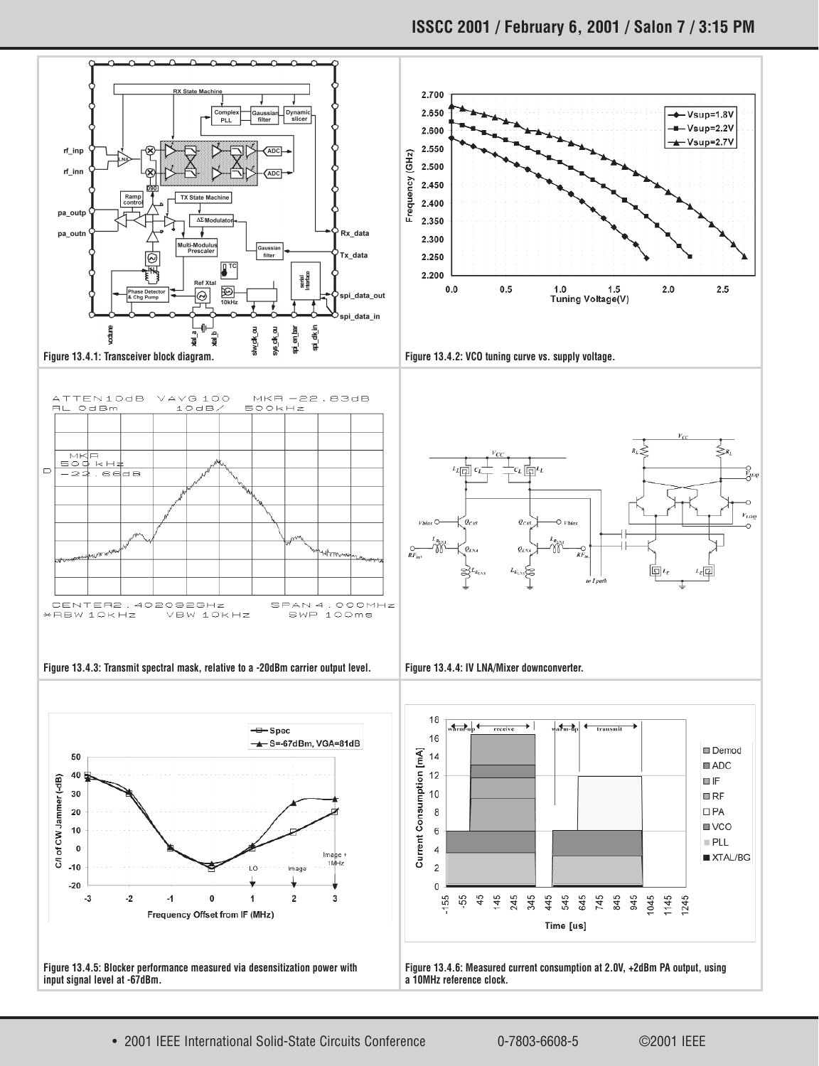Figure 13.4.1: Transceiver block diagram.

Figure 13.4.2: VCO tuning curve vs. supply voltage.

Figure 13.4.3: Transmit spectral mask, relative to a -20dBm carrier output level.

Figure 13.4.4: IV LNA/Mixer downconverter.

Figure 13.4.5: Blocker performance measured via desensitization power with input signal level at -67dBm.

Figure 13.4.6: Measured current consumption at 2.0V, +2dBm PA output, using a 10MHz reference clock.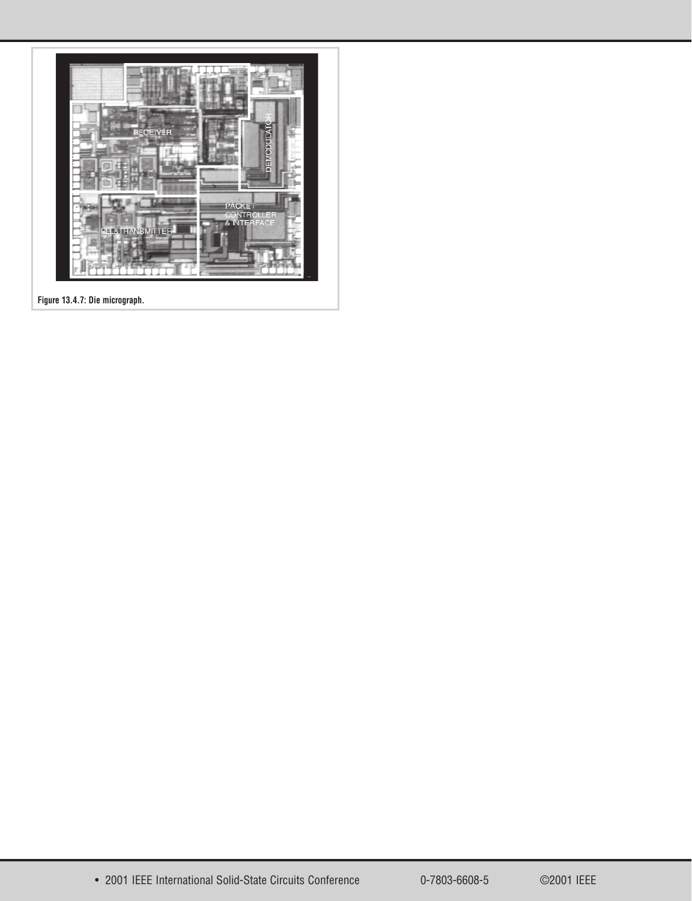Figure 13.4.7: Die micrograph.